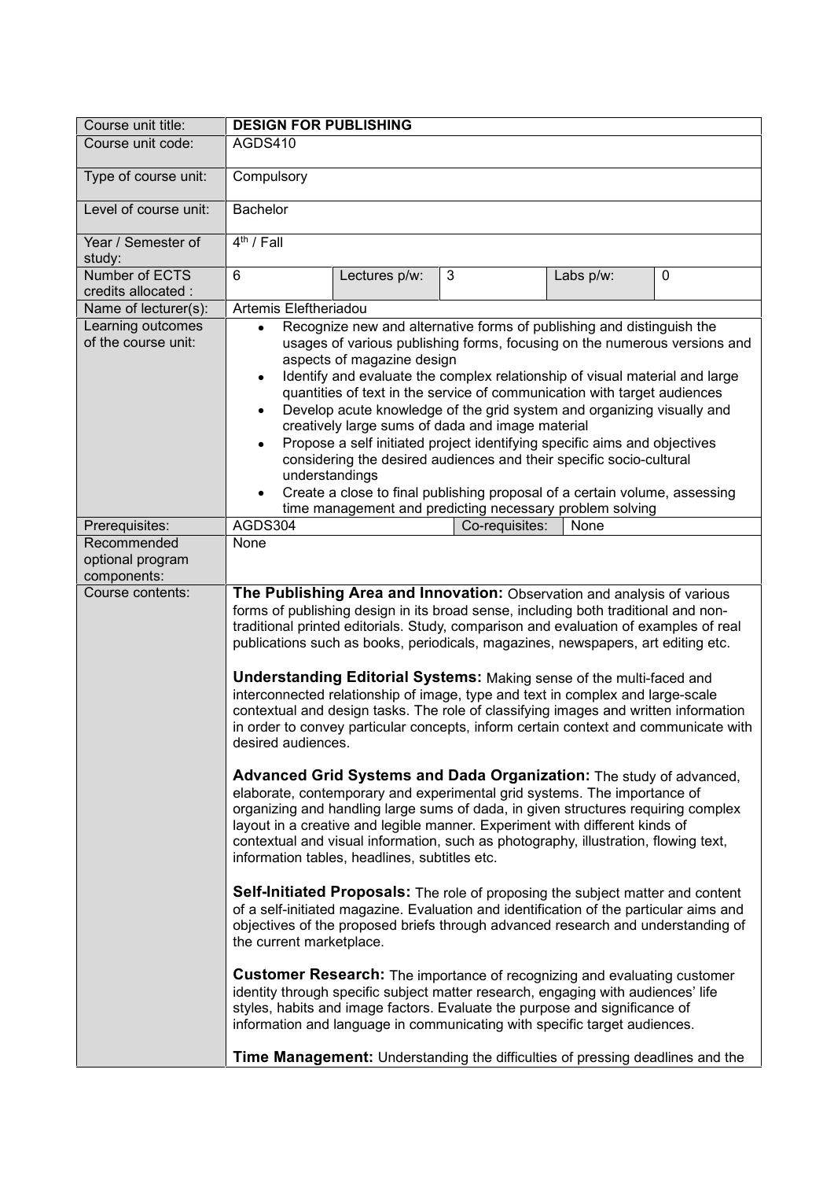| | | | | | |
|---|---|---|---|---|---|
| Course unit title: | **DESIGN FOR PUBLISHING** | | | | |
| Course unit code: | AGDS410 | | | | |
| Type of course unit: | Compulsory | | | | |
| Level of course unit: | Bachelor | | | | |
| Year / Semester of study: | 4th / Fall | | | | |
| Number of ECTS credits allocated : | 6 | Lectures p/w: | 3 | Labs p/w: | 0 |
| Name of lecturer(s): | Artemis Eleftheriadou | | | | |
| Learning outcomes of the course unit: | • Recognize new and alternative forms of publishing and distinguish the usages of various publishing forms, focusing on the numerous versions and aspects of magazine design<br>• Identify and evaluate the complex relationship of visual material and large quantities of text in the service of communication with target audiences<br>• Develop acute knowledge of the grid system and organizing visually and creatively large sums of dada and image material<br>• Propose a self initiated project identifying specific aims and objectives considering the desired audiences and their specific socio-cultural understandings<br>• Create a close to final publishing proposal of a certain volume, assessing time management and predicting necessary problem solving | | | | |
| Prerequisites: | AGDS304 | | Co-requisites: | None | |
| Recommended optional program components: | None | | | | |
| Course contents: | **The Publishing Area and Innovation:** Observation and analysis of various forms of publishing design in its broad sense, including both traditional and non-traditional printed editorials. Study, comparison and evaluation of examples of real publications such as books, periodicals, magazines, newspapers, art editing etc.<br><br>**Understanding Editorial Systems:** Making sense of the multi-faced and interconnected relationship of image, type and text in complex and large-scale contextual and design tasks. The role of classifying images and written information in order to convey particular concepts, inform certain context and communicate with desired audiences.<br><br>**Advanced Grid Systems and Dada Organization:** The study of advanced, elaborate, contemporary and experimental grid systems. The importance of organizing and handling large sums of dada, in given structures requiring complex layout in a creative and legible manner. Experiment with different kinds of contextual and visual information, such as photography, illustration, flowing text, information tables, headlines, subtitles etc.<br><br>**Self-Initiated Proposals:** The role of proposing the subject matter and content of a self-initiated magazine. Evaluation and identification of the particular aims and objectives of the proposed briefs through advanced research and understanding of the current marketplace.<br><br>**Customer Research:** The importance of recognizing and evaluating customer identity through specific subject matter research, engaging with audiences' life styles, habits and image factors. Evaluate the purpose and significance of information and language in communicating with specific target audiences.<br><br>**Time Management:** Understanding the difficulties of pressing deadlines and the | | | | |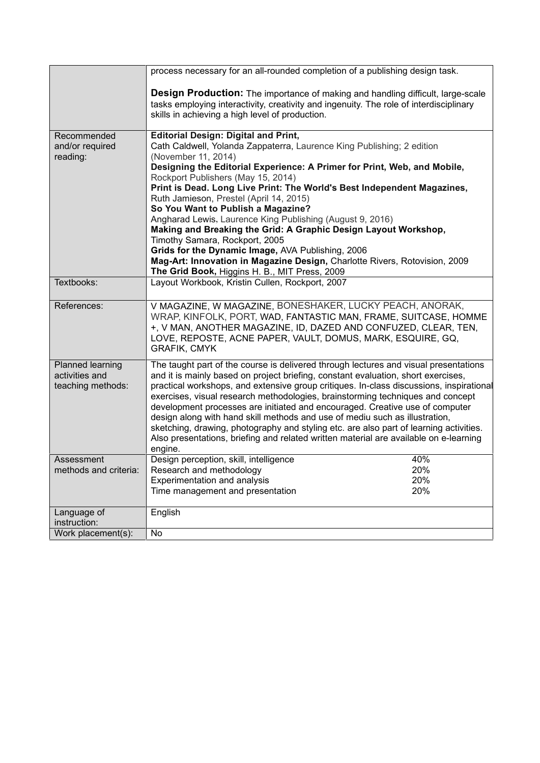| | |
|---|---|
| | process necessary for an all-rounded completion of a publishing design task.<br><br>**Design Production:** The importance of making and handling difficult, large-scale tasks employing interactivity, creativity and ingenuity. The role of interdisciplinary skills in achieving a high level of production. |
| Recommended and/or required reading: | **Editorial Design: Digital and Print,**<br>Cath Caldwell, Yolanda Zappaterra, Laurence King Publishing; 2 edition (November 11, 2014)<br>**Designing the Editorial Experience: A Primer for Print, Web, and Mobile,**<br>Rockport Publishers (May 15, 2014)<br>**Print is Dead. Long Live Print: The World's Best Independent Magazines,**<br>Ruth Jamieson, Prestel (April 14, 2015)<br>**So You Want to Publish a Magazine?**<br>Angharad Lewis, Laurence King Publishing (August 9, 2016)<br>**Making and Breaking the Grid: A Graphic Design Layout Workshop,**<br>Timothy Samara, Rockport, 2005<br>**Grids for the Dynamic Image,** AVA Publishing, 2006<br>**Mag-Art: Innovation in Magazine Design,** Charlotte Rivers, Rotovision, 2009<br>**The Grid Book,** Higgins H. B., MIT Press, 2009 |
| Textbooks: | Layout Workbook, Kristin Cullen, Rockport, 2007 |
| References: | V MAGAZINE, W MAGAZINE, BONESHAKER, LUCKY PEACH, ANORAK, WRAP, KINFOLK, PORT, WAD, FANTASTIC MAN, FRAME, SUITCASE, HOMME +, V MAN, ANOTHER MAGAZINE, ID, DAZED AND CONFUZED, CLEAR, TEN, LOVE, REPOSTE, ACNE PAPER, VAULT, DOMUS, MARK, ESQUIRE, GQ, GRAFIK, CMYK |
| Planned learning activities and teaching methods: | The taught part of the course is delivered through lectures and visual presentations and it is mainly based on project briefing, constant evaluation, short exercises, practical workshops, and extensive group critiques. In-class discussions, inspirational exercises, visual research methodologies, brainstorming techniques and concept development processes are initiated and encouraged. Creative use of computer design along with hand skill methods and use of mediu such as illustration, sketching, drawing, photography and styling etc. are also part of learning activities. Also presentations, briefing and related written material are available on e-learning engine. |
| Assessment methods and criteria: | Design perception, skill, intelligence 40%<br>Research and methodology 20%<br>Experimentation and analysis 20%<br>Time management and presentation 20% |
| Language of instruction: | English |
| Work placement(s): | No |